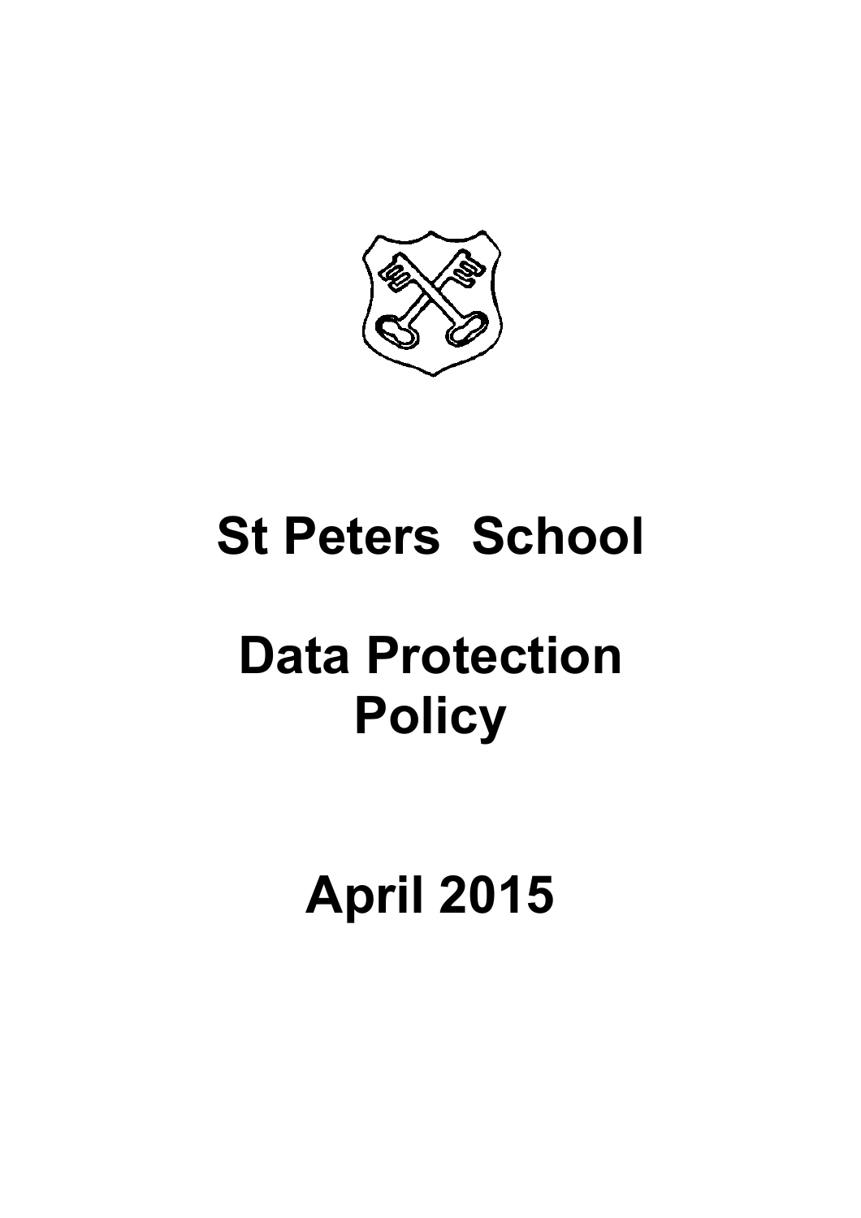# St Peters School

# Data Protection Policy

# April 2015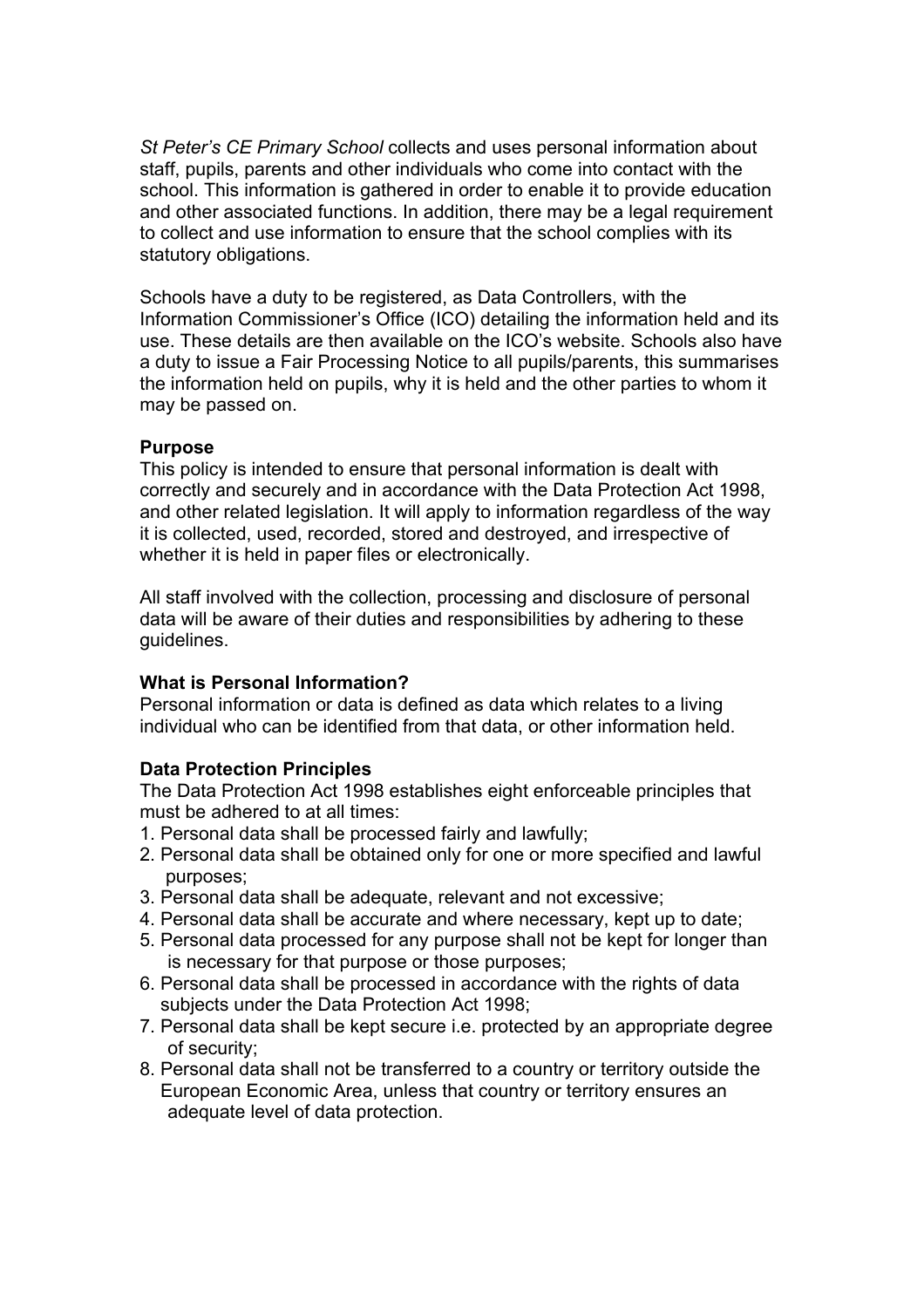*St Peter's CE Primary School* collects and uses personal information about staff, pupils, parents and other individuals who come into contact with the school. This information is gathered in order to enable it to provide education and other associated functions. In addition, there may be a legal requirement to collect and use information to ensure that the school complies with its statutory obligations.

Schools have a duty to be registered, as Data Controllers, with the Information Commissioner's Office (ICO) detailing the information held and its use. These details are then available on the ICO's website. Schools also have a duty to issue a Fair Processing Notice to all pupils/parents, this summarises the information held on pupils, why it is held and the other parties to whom it may be passed on.

**Purpose**

This policy is intended to ensure that personal information is dealt with correctly and securely and in accordance with the Data Protection Act 1998, and other related legislation. It will apply to information regardless of the way it is collected, used, recorded, stored and destroyed, and irrespective of whether it is held in paper files or electronically.

All staff involved with the collection, processing and disclosure of personal data will be aware of their duties and responsibilities by adhering to these guidelines.

**What is Personal Information?**

Personal information or data is defined as data which relates to a living individual who can be identified from that data, or other information held.

**Data Protection Principles**

The Data Protection Act 1998 establishes eight enforceable principles that must be adhered to at all times:

1. Personal data shall be processed fairly and lawfully;
2. Personal data shall be obtained only for one or more specified and lawful purposes;
3. Personal data shall be adequate, relevant and not excessive;
4. Personal data shall be accurate and where necessary, kept up to date;
5. Personal data processed for any purpose shall not be kept for longer than is necessary for that purpose or those purposes;
6. Personal data shall be processed in accordance with the rights of data subjects under the Data Protection Act 1998;
7. Personal data shall be kept secure i.e. protected by an appropriate degree of security;
8. Personal data shall not be transferred to a country or territory outside the European Economic Area, unless that country or territory ensures an adequate level of data protection.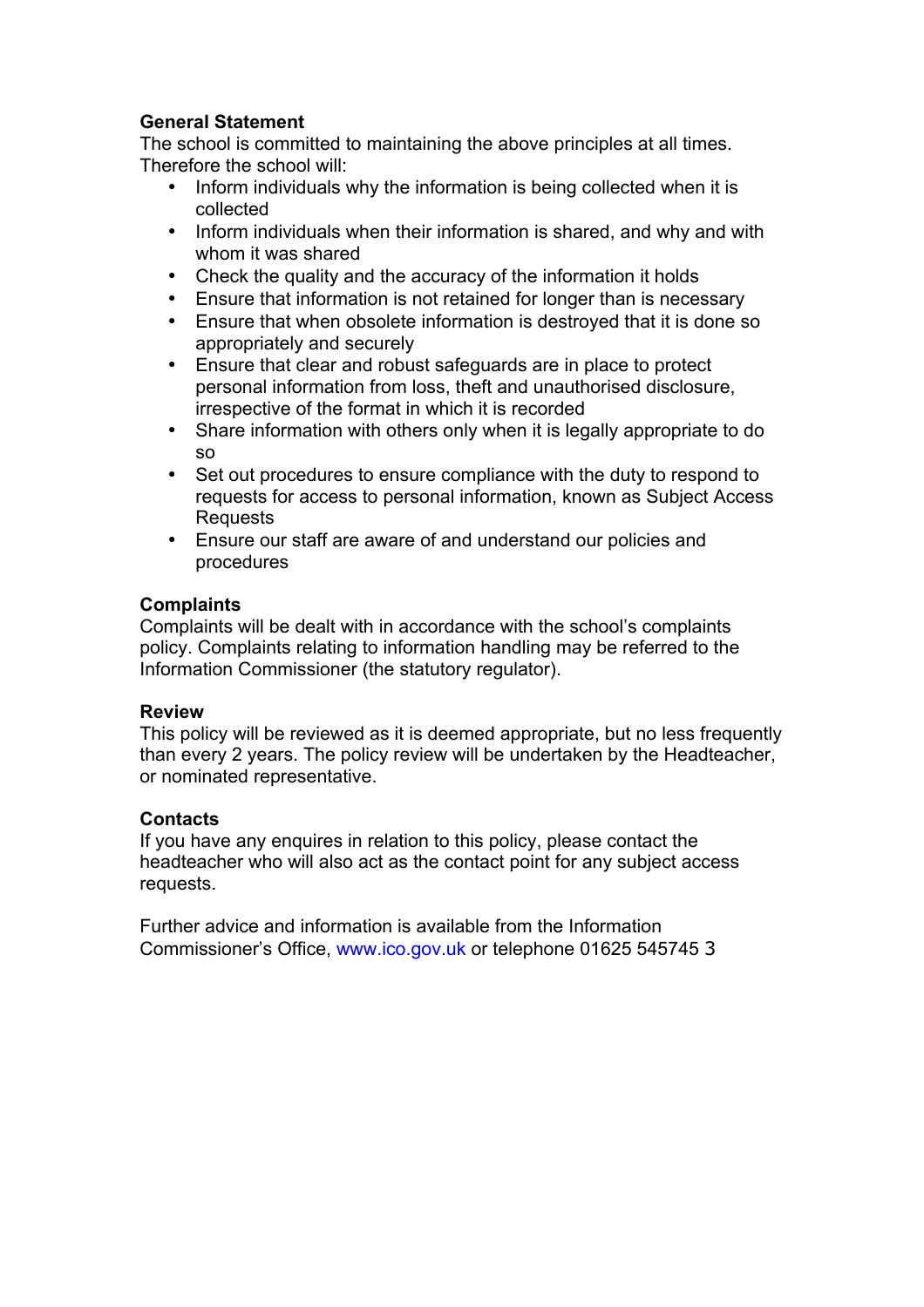**General Statement**

The school is committed to maintaining the above principles at all times. Therefore the school will:

- Inform individuals why the information is being collected when it is collected
- Inform individuals when their information is shared, and why and with whom it was shared
- Check the quality and the accuracy of the information it holds
- Ensure that information is not retained for longer than is necessary
- Ensure that when obsolete information is destroyed that it is done so appropriately and securely
- Ensure that clear and robust safeguards are in place to protect personal information from loss, theft and unauthorised disclosure, irrespective of the format in which it is recorded
- Share information with others only when it is legally appropriate to do so
- Set out procedures to ensure compliance with the duty to respond to requests for access to personal information, known as Subject Access Requests
- Ensure our staff are aware of and understand our policies and procedures

**Complaints**

Complaints will be dealt with in accordance with the school's complaints policy. Complaints relating to information handling may be referred to the Information Commissioner (the statutory regulator).

**Review**

This policy will be reviewed as it is deemed appropriate, but no less frequently than every 2 years. The policy review will be undertaken by the Headteacher, or nominated representative.

**Contacts**

If you have any enquires in relation to this policy, please contact the headteacher who will also act as the contact point for any subject access requests.

Further advice and information is available from the Information Commissioner's Office, www.ico.gov.uk or telephone 01625 545745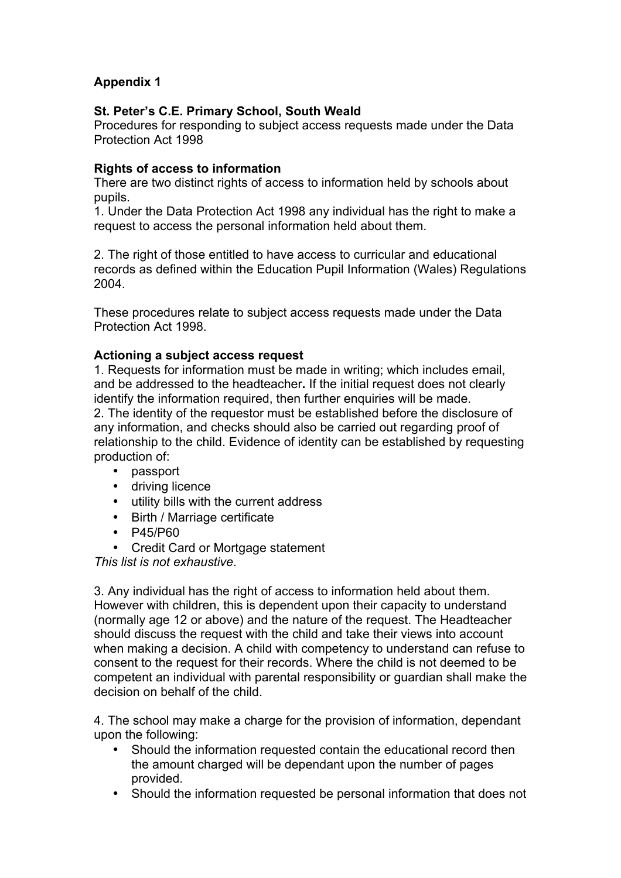**Appendix 1**

**St. Peter's C.E. Primary School, South Weald**
Procedures for responding to subject access requests made under the Data Protection Act 1998

**Rights of access to information**
There are two distinct rights of access to information held by schools about pupils.
1. Under the Data Protection Act 1998 any individual has the right to make a request to access the personal information held about them.

2. The right of those entitled to have access to curricular and educational records as defined within the Education Pupil Information (Wales) Regulations 2004.

These procedures relate to subject access requests made under the Data Protection Act 1998.

**Actioning a subject access request**
1. Requests for information must be made in writing; which includes email, and be addressed to the headteacher**.** If the initial request does not clearly identify the information required, then further enquiries will be made.
2. The identity of the requestor must be established before the disclosure of any information, and checks should also be carried out regarding proof of relationship to the child. Evidence of identity can be established by requesting production of:

- passport
- driving licence
- utility bills with the current address
- Birth / Marriage certificate
- P45/P60
- Credit Card or Mortgage statement

*This list is not exhaustive.*

3. Any individual has the right of access to information held about them. However with children, this is dependent upon their capacity to understand (normally age 12 or above) and the nature of the request. The Headteacher should discuss the request with the child and take their views into account when making a decision. A child with competency to understand can refuse to consent to the request for their records. Where the child is not deemed to be competent an individual with parental responsibility or guardian shall make the decision on behalf of the child.

4. The school may make a charge for the provision of information, dependant upon the following:

- Should the information requested contain the educational record then the amount charged will be dependant upon the number of pages provided.
- Should the information requested be personal information that does not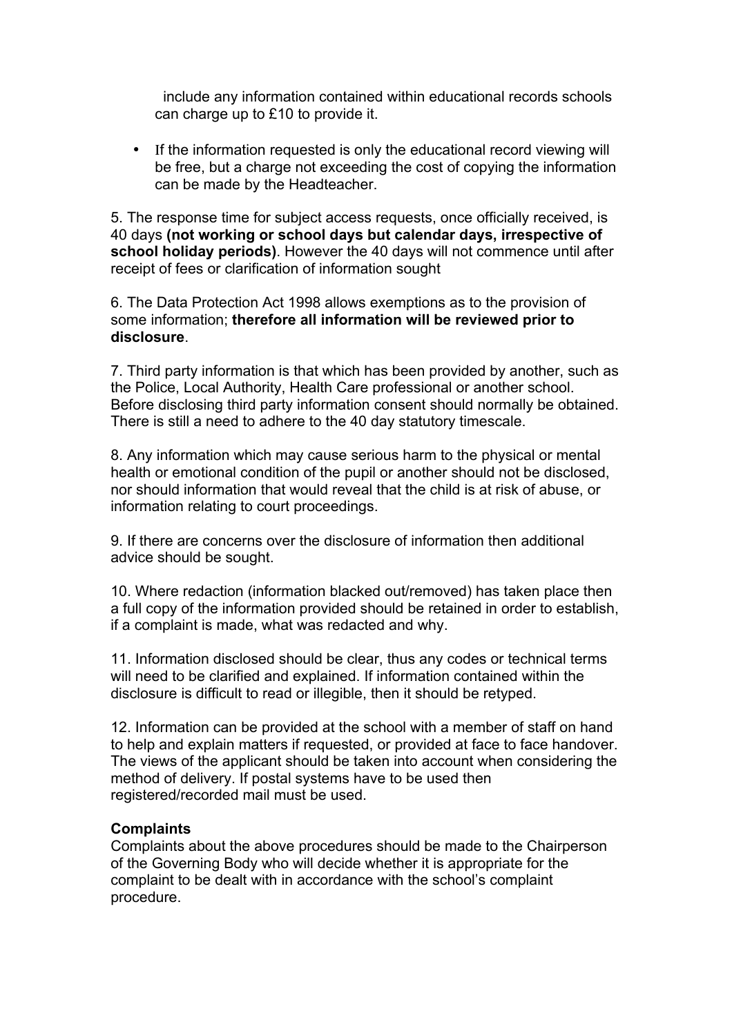include any information contained within educational records schools can charge up to £10 to provide it.

- If the information requested is only the educational record viewing will be free, but a charge not exceeding the cost of copying the information can be made by the Headteacher.

5. The response time for subject access requests, once officially received, is 40 days **(not working or school days but calendar days, irrespective of school holiday periods)**. However the 40 days will not commence until after receipt of fees or clarification of information sought

6. The Data Protection Act 1998 allows exemptions as to the provision of some information; **therefore all information will be reviewed prior to disclosure**.

7. Third party information is that which has been provided by another, such as the Police, Local Authority, Health Care professional or another school. Before disclosing third party information consent should normally be obtained. There is still a need to adhere to the 40 day statutory timescale.

8. Any information which may cause serious harm to the physical or mental health or emotional condition of the pupil or another should not be disclosed, nor should information that would reveal that the child is at risk of abuse, or information relating to court proceedings.

9. If there are concerns over the disclosure of information then additional advice should be sought.

10. Where redaction (information blacked out/removed) has taken place then a full copy of the information provided should be retained in order to establish, if a complaint is made, what was redacted and why.

11. Information disclosed should be clear, thus any codes or technical terms will need to be clarified and explained. If information contained within the disclosure is difficult to read or illegible, then it should be retyped.

12. Information can be provided at the school with a member of staff on hand to help and explain matters if requested, or provided at face to face handover. The views of the applicant should be taken into account when considering the method of delivery. If postal systems have to be used then registered/recorded mail must be used.

**Complaints**

Complaints about the above procedures should be made to the Chairperson of the Governing Body who will decide whether it is appropriate for the complaint to be dealt with in accordance with the school's complaint procedure.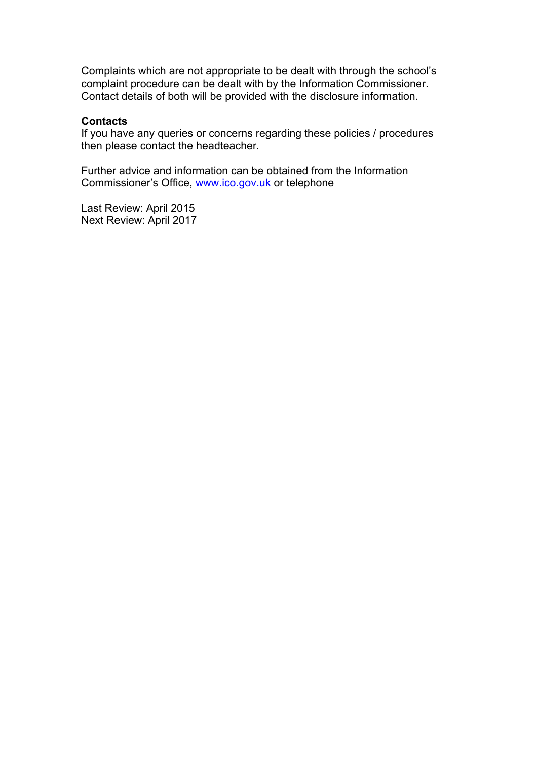Complaints which are not appropriate to be dealt with through the school's complaint procedure can be dealt with by the Information Commissioner. Contact details of both will be provided with the disclosure information.

**Contacts**

If you have any queries or concerns regarding these policies / procedures then please contact the headteacher.

Further advice and information can be obtained from the Information Commissioner's Office, www.ico.gov.uk or telephone

Last Review: April 2015
Next Review: April 2017